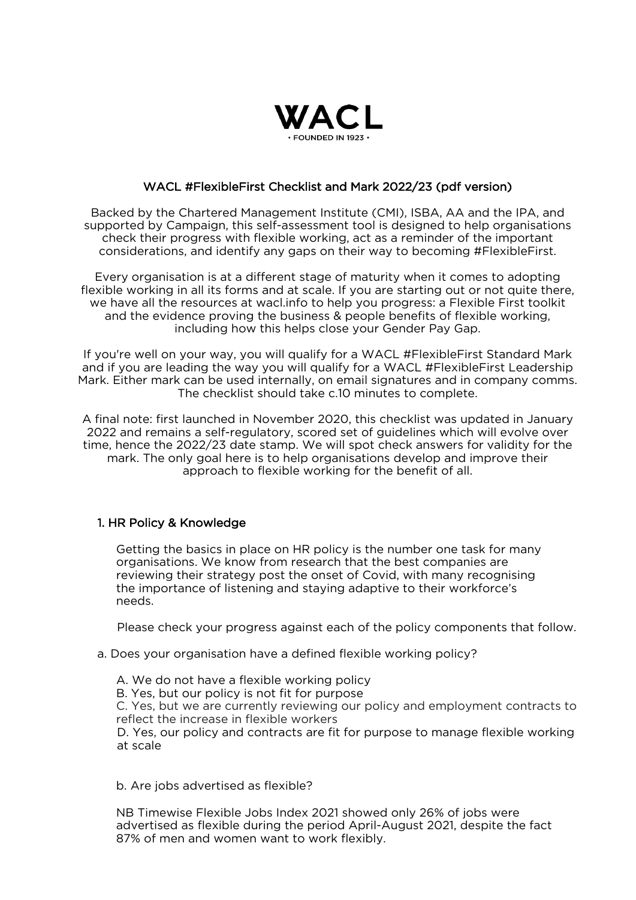WACL

• FOUNDED IN 1923 •

# WACL #FlexibleFirst Checklist and Mark 2022/23 (pdf version)

Backed by the Chartered Management Institute (CMI), ISBA, AA and the IPA, and supported by Campaign, this self-assessment tool is designed to help organisations check their progress with flexible working, act as a reminder of the important considerations, and identify any gaps on their way to becoming #FlexibleFirst.

Every organisation is at a different stage of maturity when it comes to adopting flexible working in all its forms and at scale. If you are starting out or not quite there, we have all the resources at wacl.info to help you progress: a Flexible First toolkit and the evidence proving the business & people benefits of flexible working, including how this helps close your Gender Pay Gap.

If you're well on your way, you will qualify for a WACL #FlexibleFirst Standard Mark and if you are leading the way you will qualify for a WACL #FlexibleFirst Leadership Mark. Either mark can be used internally, on email signatures and in company comms. The checklist should take c.10 minutes to complete.

A final note: first launched in November 2020, this checklist was updated in January 2022 and remains a self-regulatory, scored set of guidelines which will evolve over time, hence the 2022/23 date stamp. We will spot check answers for validity for the mark. The only goal here is to help organisations develop and improve their approach to flexible working for the benefit of all.

## 1. HR Policy & Knowledge

Getting the basics in place on HR policy is the number one task for many organisations. We know from research that the best companies are reviewing their strategy post the onset of Covid, with many recognising the importance of listening and staying adaptive to their workforce's needs.

Please check your progress against each of the policy components that follow.

a. Does your organisation have a defined flexible working policy?

A. We do not have a flexible working policy
B. Yes, but our policy is not fit for purpose
C. Yes, but we are currently reviewing our policy and employment contracts to reflect the increase in flexible workers
D. Yes, our policy and contracts are fit for purpose to manage flexible working at scale

b. Are jobs advertised as flexible?

NB Timewise Flexible Jobs Index 2021 showed only 26% of jobs were advertised as flexible during the period April-August 2021, despite the fact 87% of men and women want to work flexibly.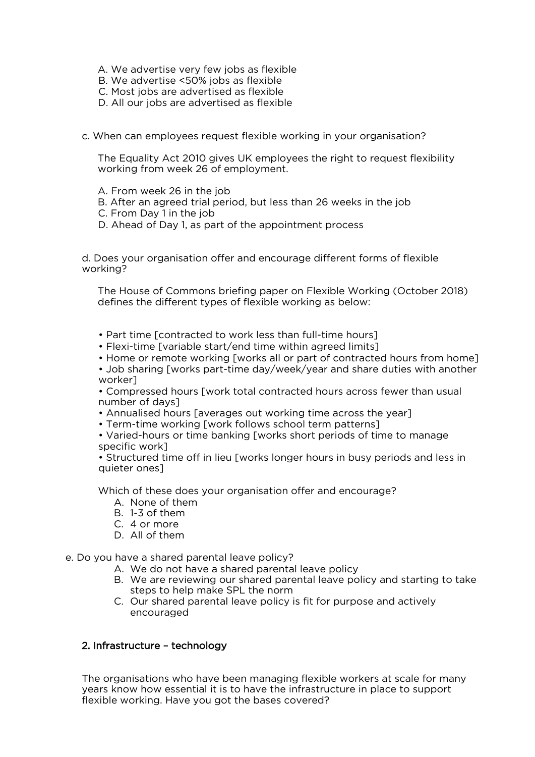A. We advertise very few jobs as flexible  
B. We advertise <50% jobs as flexible  
C. Most jobs are advertised as flexible  
D. All our jobs are advertised as flexible

c. When can employees request flexible working in your organisation?

The Equality Act 2010 gives UK employees the right to request flexibility working from week 26 of employment.

A. From week 26 in the job  
B. After an agreed trial period, but less than 26 weeks in the job  
C. From Day 1 in the job  
D. Ahead of Day 1, as part of the appointment process

d. Does your organisation offer and encourage different forms of flexible working?

The House of Commons briefing paper on Flexible Working (October 2018) defines the different types of flexible working as below:

- Part time [contracted to work less than full-time hours]
- Flexi-time [variable start/end time within agreed limits]
- Home or remote working [works all or part of contracted hours from home]
- Job sharing [works part-time day/week/year and share duties with another worker]
- Compressed hours [work total contracted hours across fewer than usual number of days]
- Annualised hours [averages out working time across the year]
- Term-time working [work follows school term patterns]
- Varied-hours or time banking [works short periods of time to manage specific work]
- Structured time off in lieu [works longer hours in busy periods and less in quieter ones]

Which of these does your organisation offer and encourage?

A. None of them  
B. 1-3 of them  
C. 4 or more  
D. All of them

e. Do you have a shared parental leave policy?

A. We do not have a shared parental leave policy  
B. We are reviewing our shared parental leave policy and starting to take steps to help make SPL the norm  
C. Our shared parental leave policy is fit for purpose and actively encouraged

## 2. Infrastructure – technology

The organisations who have been managing flexible workers at scale for many years know how essential it is to have the infrastructure in place to support flexible working. Have you got the bases covered?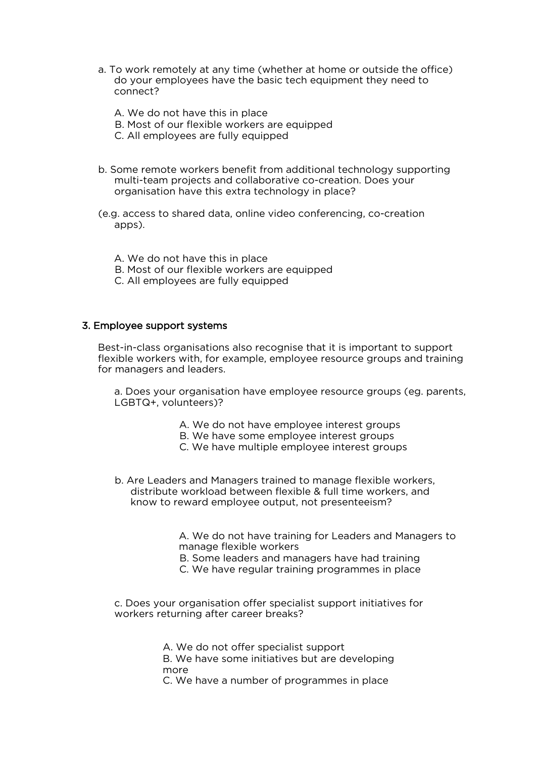a. To work remotely at any time (whether at home or outside the office) do your employees have the basic tech equipment they need to connect?

A. We do not have this in place
B. Most of our flexible workers are equipped
C. All employees are fully equipped

b. Some remote workers benefit from additional technology supporting multi-team projects and collaborative co-creation. Does your organisation have this extra technology in place?

(e.g. access to shared data, online video conferencing, co-creation apps).

A. We do not have this in place
B. Most of our flexible workers are equipped
C. All employees are fully equipped

## 3. Employee support systems

Best-in-class organisations also recognise that it is important to support flexible workers with, for example, employee resource groups and training for managers and leaders.

a. Does your organisation have employee resource groups (eg. parents, LGBTQ+, volunteers)?

A. We do not have employee interest groups
B. We have some employee interest groups
C. We have multiple employee interest groups

b. Are Leaders and Managers trained to manage flexible workers, distribute workload between flexible & full time workers, and know to reward employee output, not presenteeism?

A. We do not have training for Leaders and Managers to manage flexible workers
B. Some leaders and managers have had training
C. We have regular training programmes in place

c. Does your organisation offer specialist support initiatives for workers returning after career breaks?

A. We do not offer specialist support
B. We have some initiatives but are developing more
C. We have a number of programmes in place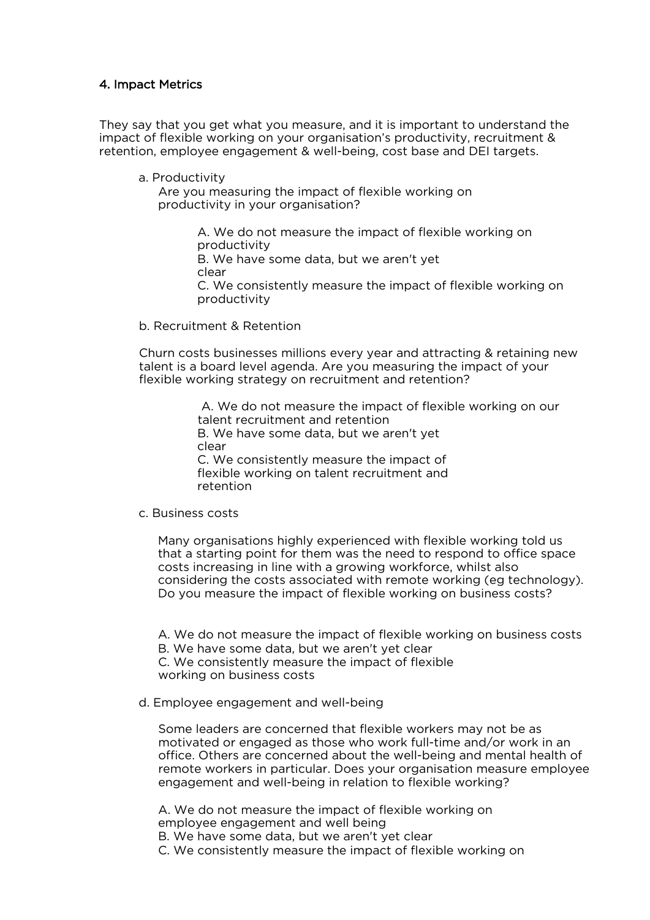## 4. Impact Metrics

They say that you get what you measure, and it is important to understand the impact of flexible working on your organisation's productivity, recruitment & retention, employee engagement & well-being, cost base and DEI targets.

### a. Productivity

Are you measuring the impact of flexible working on productivity in your organisation?

A. We do not measure the impact of flexible working on productivity
B. We have some data, but we aren't yet clear
C. We consistently measure the impact of flexible working on productivity

### b. Recruitment & Retention

Churn costs businesses millions every year and attracting & retaining new talent is a board level agenda. Are you measuring the impact of your flexible working strategy on recruitment and retention?

A. We do not measure the impact of flexible working on our talent recruitment and retention
B. We have some data, but we aren't yet clear
C. We consistently measure the impact of flexible working on talent recruitment and retention

### c. Business costs

Many organisations highly experienced with flexible working told us that a starting point for them was the need to respond to office space costs increasing in line with a growing workforce, whilst also considering the costs associated with remote working (eg technology). Do you measure the impact of flexible working on business costs?

A. We do not measure the impact of flexible working on business costs
B. We have some data, but we aren't yet clear
C. We consistently measure the impact of flexible working on business costs

### d. Employee engagement and well-being

Some leaders are concerned that flexible workers may not be as motivated or engaged as those who work full-time and/or work in an office. Others are concerned about the well-being and mental health of remote workers in particular. Does your organisation measure employee engagement and well-being in relation to flexible working?

A. We do not measure the impact of flexible working on employee engagement and well being
B. We have some data, but we aren't yet clear
C. We consistently measure the impact of flexible working on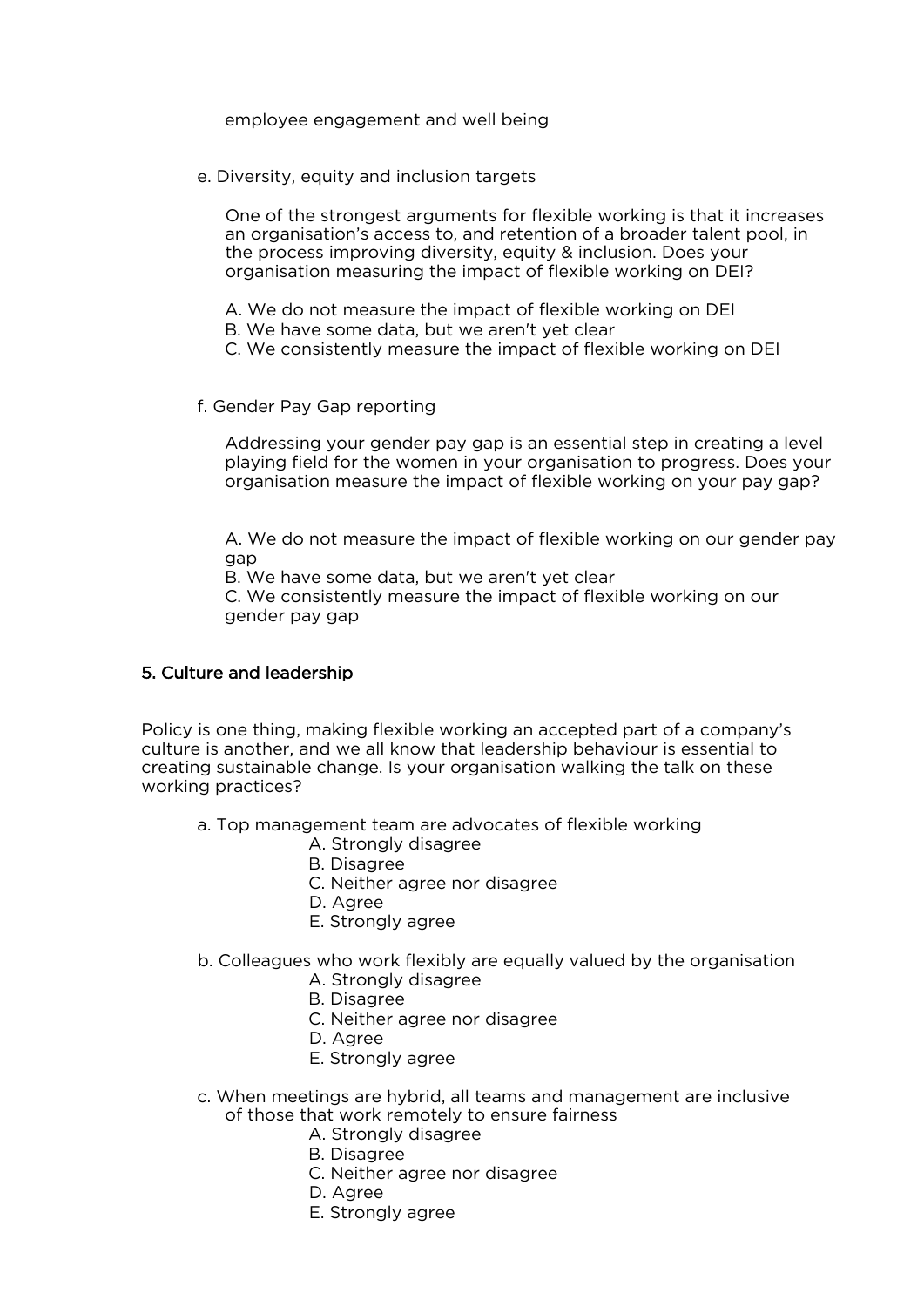employee engagement and well being

e. Diversity, equity and inclusion targets

One of the strongest arguments for flexible working is that it increases an organisation's access to, and retention of a broader talent pool, in the process improving diversity, equity & inclusion. Does your organisation measuring the impact of flexible working on DEI?

A. We do not measure the impact of flexible working on DEI
B. We have some data, but we aren't yet clear
C. We consistently measure the impact of flexible working on DEI

f. Gender Pay Gap reporting

Addressing your gender pay gap is an essential step in creating a level playing field for the women in your organisation to progress. Does your organisation measure the impact of flexible working on your pay gap?

A. We do not measure the impact of flexible working on our gender pay gap
B. We have some data, but we aren't yet clear
C. We consistently measure the impact of flexible working on our gender pay gap

## 5. Culture and leadership

Policy is one thing, making flexible working an accepted part of a company's culture is another, and we all know that leadership behaviour is essential to creating sustainable change. Is your organisation walking the talk on these working practices?

a. Top management team are advocates of flexible working
- A. Strongly disagree
- B. Disagree
- C. Neither agree nor disagree
- D. Agree
- E. Strongly agree

b. Colleagues who work flexibly are equally valued by the organisation
- A. Strongly disagree
- B. Disagree
- C. Neither agree nor disagree
- D. Agree
- E. Strongly agree

c. When meetings are hybrid, all teams and management are inclusive of those that work remotely to ensure fairness
- A. Strongly disagree
- B. Disagree
- C. Neither agree nor disagree
- D. Agree
- E. Strongly agree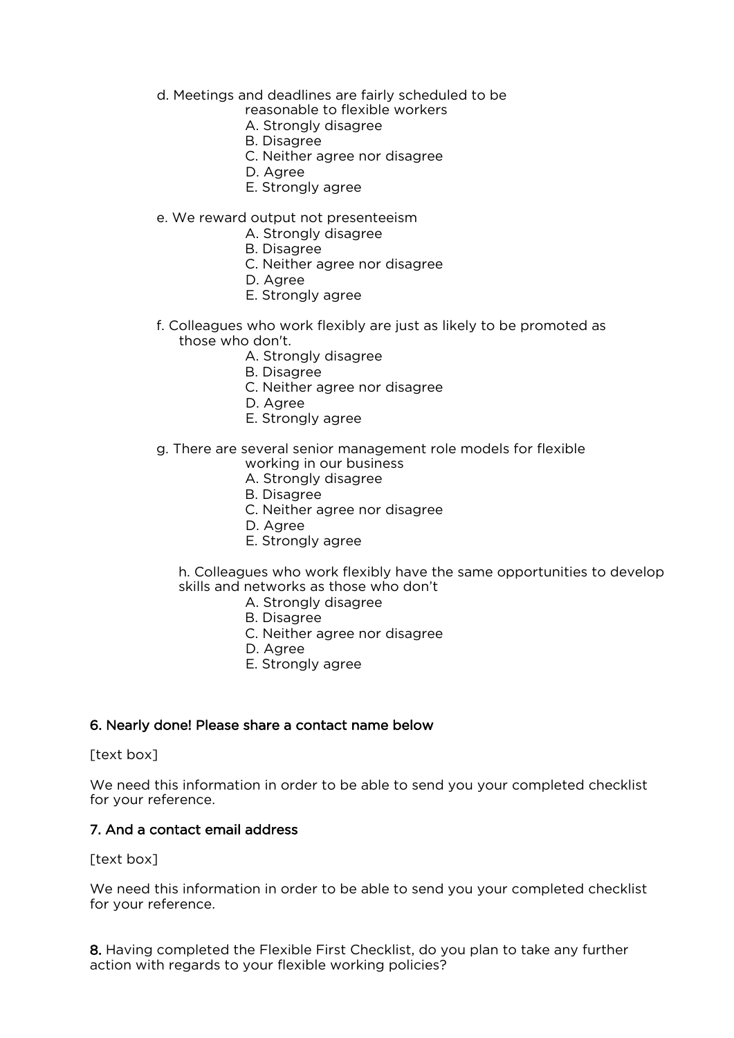d. Meetings and deadlines are fairly scheduled to be reasonable to flexible workers

- A. Strongly disagree
- B. Disagree
- C. Neither agree nor disagree
- D. Agree
- E. Strongly agree

e. We reward output not presenteeism

- A. Strongly disagree
- B. Disagree
- C. Neither agree nor disagree
- D. Agree
- E. Strongly agree

f. Colleagues who work flexibly are just as likely to be promoted as those who don't.

- A. Strongly disagree
- B. Disagree
- C. Neither agree nor disagree
- D. Agree
- E. Strongly agree

g. There are several senior management role models for flexible working in our business

- A. Strongly disagree
- B. Disagree
- C. Neither agree nor disagree
- D. Agree
- E. Strongly agree

h. Colleagues who work flexibly have the same opportunities to develop skills and networks as those who don't

- A. Strongly disagree
- B. Disagree
- C. Neither agree nor disagree
- D. Agree
- E. Strongly agree

### 6. Nearly done! Please share a contact name below

[text box]

We need this information in order to be able to send you your completed checklist for your reference.

### 7. And a contact email address

[text box]

We need this information in order to be able to send you your completed checklist for your reference.

**8.** Having completed the Flexible First Checklist, do you plan to take any further action with regards to your flexible working policies?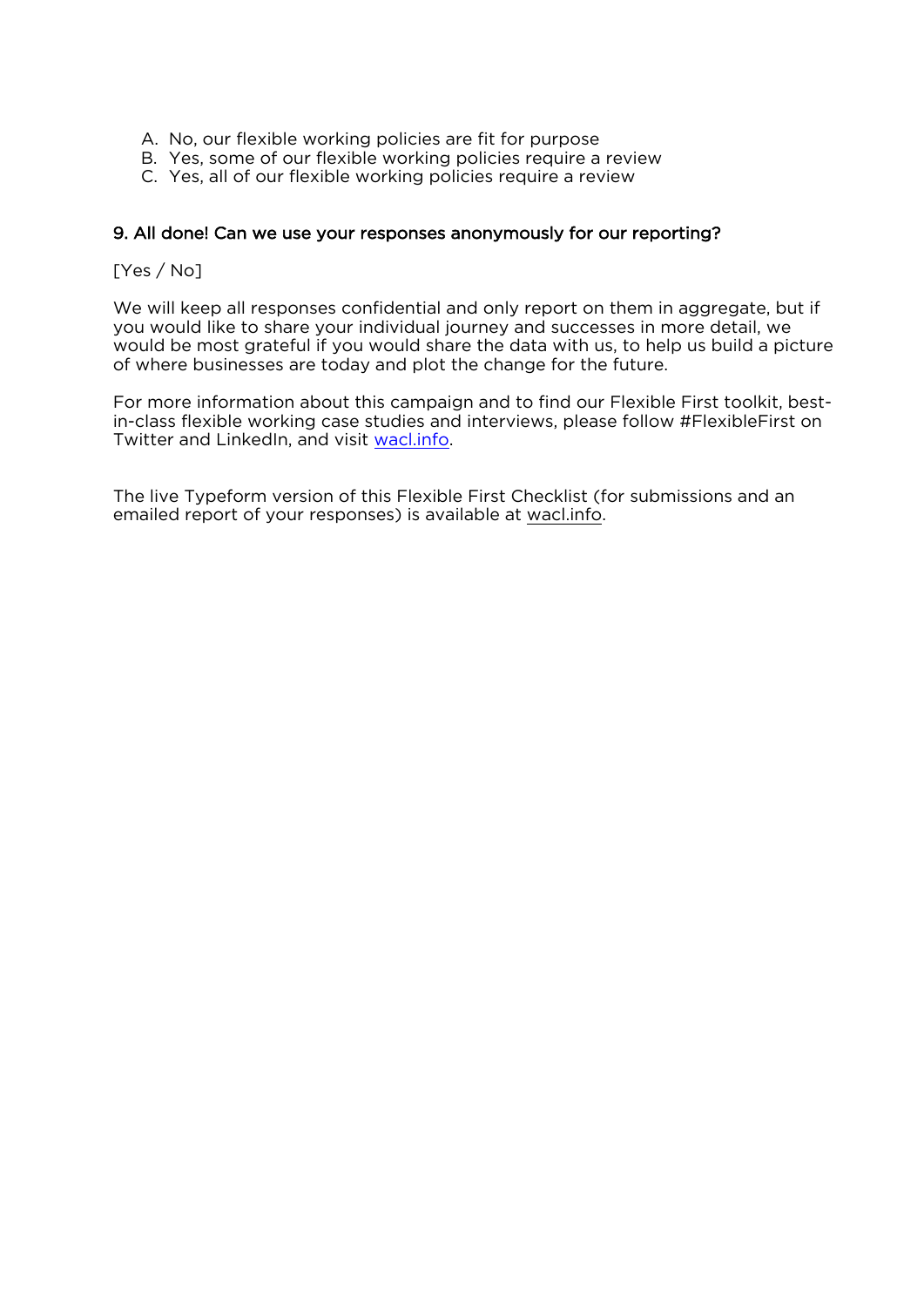A. No, our flexible working policies are fit for purpose
B. Yes, some of our flexible working policies require a review
C. Yes, all of our flexible working policies require a review

### 9. All done! Can we use your responses anonymously for our reporting?

[Yes / No]

We will keep all responses confidential and only report on them in aggregate, but if you would like to share your individual journey and successes in more detail, we would be most grateful if you would share the data with us, to help us build a picture of where businesses are today and plot the change for the future.

For more information about this campaign and to find our Flexible First toolkit, best-in-class flexible working case studies and interviews, please follow #FlexibleFirst on Twitter and LinkedIn, and visit wacl.info.

The live Typeform version of this Flexible First Checklist (for submissions and an emailed report of your responses) is available at wacl.info.